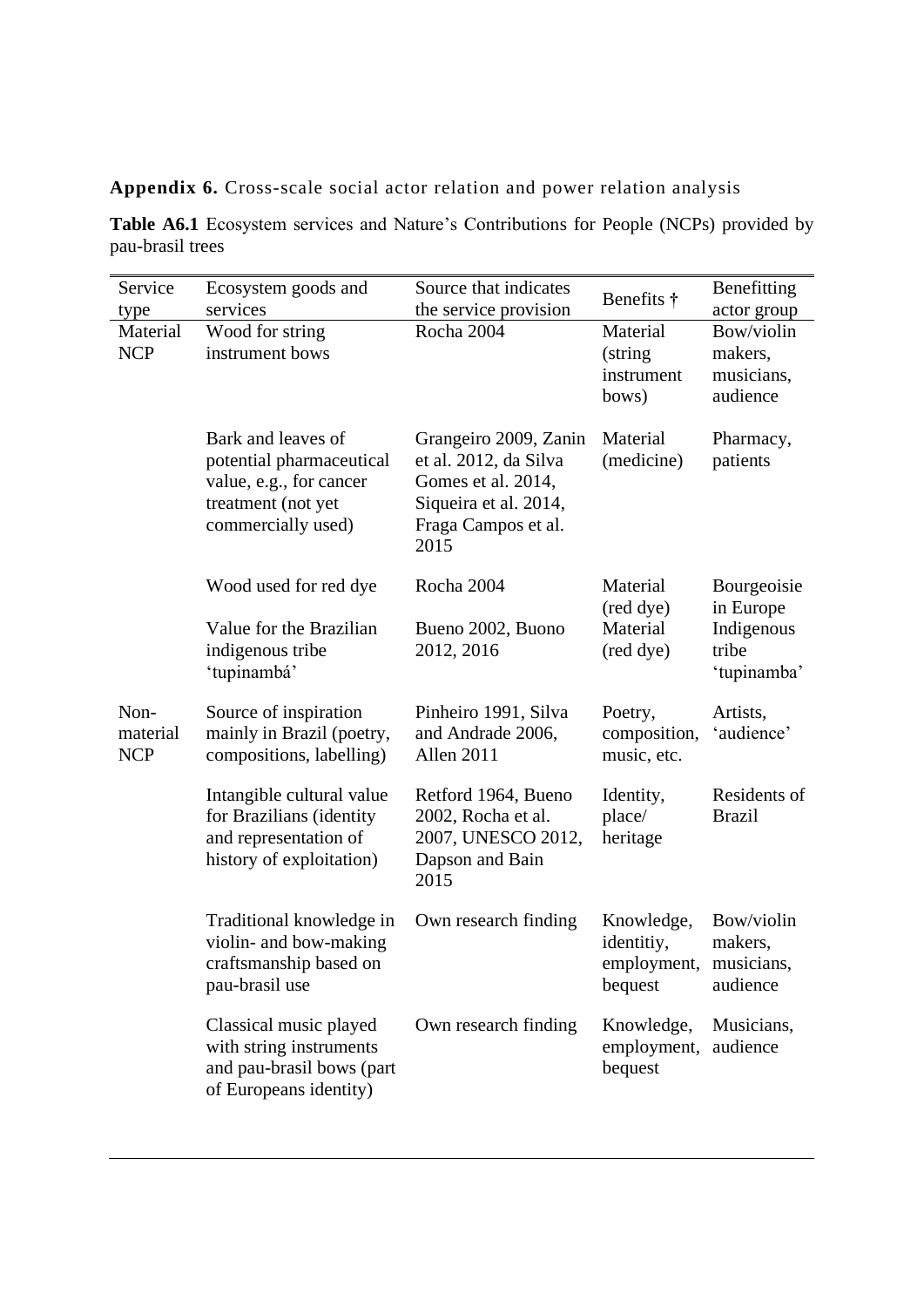**Appendix 6.** Cross-scale social actor relation and power relation analysis

**Table A6.1** Ecosystem services and Nature's Contributions for People (NCPs) provided by pau-brasil trees

| Service type | Ecosystem goods and services | Source that indicates the service provision | Benefits † | Benefitting actor group |
|---|---|---|---|---|
| Material NCP | Wood for string instrument bows | Rocha 2004 | Material (string instrument bows) | Bow/violin makers, musicians, audience |
| | Bark and leaves of potential pharmaceutical value, e.g., for cancer treatment (not yet commercially used) | Grangeiro 2009, Zanin et al. 2012, da Silva Gomes et al. 2014, Siqueira et al. 2014, Fraga Campos et al. 2015 | Material (medicine) | Pharmacy, patients |
| | Wood used for red dye | Rocha 2004 | Material (red dye) | Bourgeoisie in Europe |
| | Value for the Brazilian indigenous tribe 'tupinambá' | Bueno 2002, Buono 2012, 2016 | Material (red dye) | Indigenous tribe 'tupinamba' |
| Non-material NCP | Source of inspiration mainly in Brazil (poetry, compositions, labelling) | Pinheiro 1991, Silva and Andrade 2006, Allen 2011 | Poetry, composition, music, etc. | Artists, 'audience' |
| | Intangible cultural value for Brazilians (identity and representation of history of exploitation) | Retford 1964, Bueno 2002, Rocha et al. 2007, UNESCO 2012, Dapson and Bain 2015 | Identity, place/ heritage | Residents of Brazil |
| | Traditional knowledge in violin- and bow-making craftsmanship based on pau-brasil use | Own research finding | Knowledge, identitiy, employment, bequest | Bow/violin makers, musicians, audience |
| | Classical music played with string instruments and pau-brasil bows (part of Europeans identity) | Own research finding | Knowledge, employment, bequest | Musicians, audience |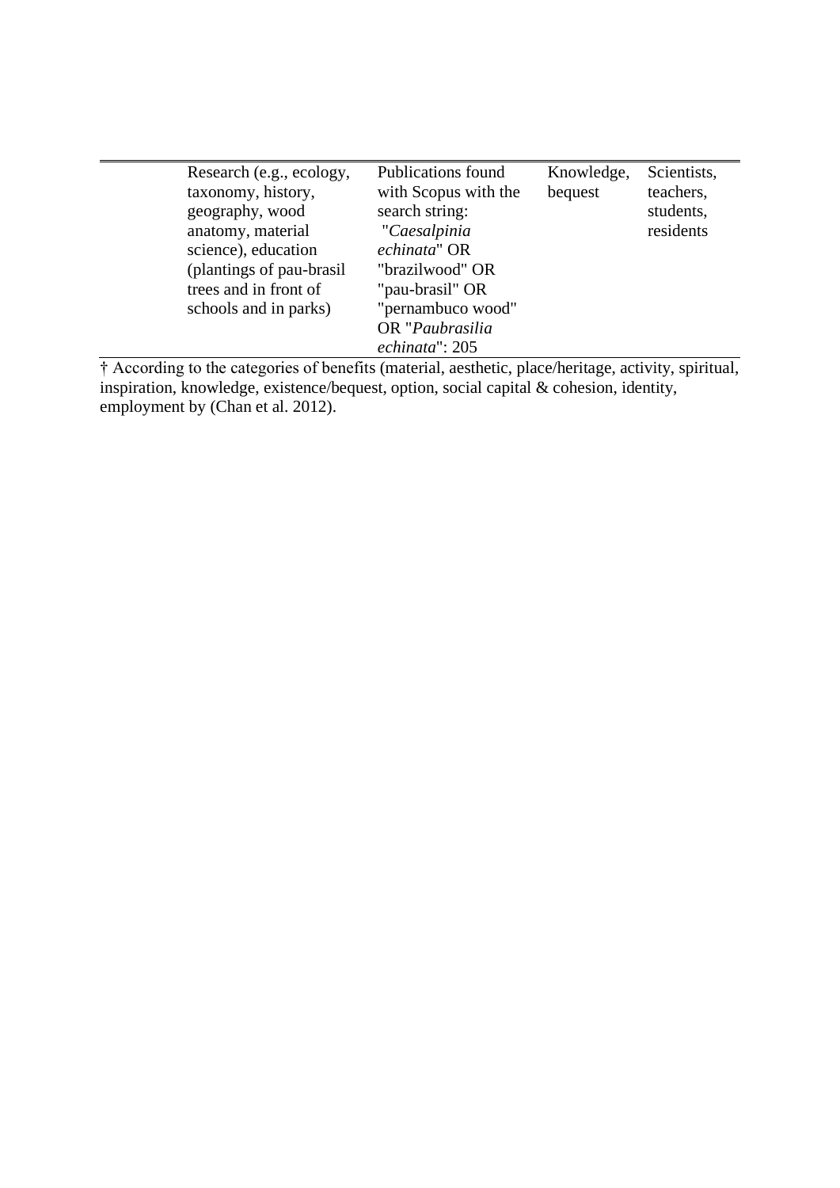| | | | | |
|---|---|---|---|---|
| | Research (e.g., ecology, taxonomy, history, geography, wood anatomy, material science), education (plantings of pau-brasil trees and in front of schools and in parks) | Publications found with Scopus with the search string: "*Caesalpinia echinata*" OR "brazilwood" OR "pau-brasil" OR "pernambuco wood" OR "*Paubrasilia echinata*": 205 | Knowledge, bequest | Scientists, teachers, students, residents |

† According to the categories of benefits (material, aesthetic, place/heritage, activity, spiritual, inspiration, knowledge, existence/bequest, option, social capital & cohesion, identity, employment by (Chan et al. 2012).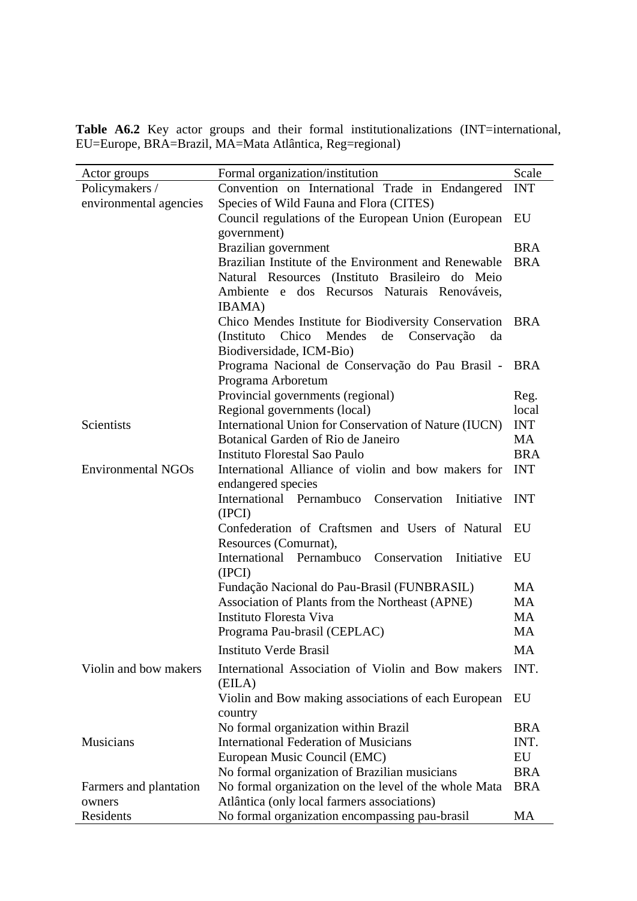**Table A6.2** Key actor groups and their formal institutionalizations (INT=international, EU=Europe, BRA=Brazil, MA=Mata Atlântica, Reg=regional)

| Actor groups | Formal organization/institution | Scale |
|---|---|---|
| Policymakers / environmental agencies | Convention on International Trade in Endangered Species of Wild Fauna and Flora (CITES) | INT |
| | Council regulations of the European Union (European government) | EU |
| | Brazilian government | BRA |
| | Brazilian Institute of the Environment and Renewable Natural Resources (Instituto Brasileiro do Meio Ambiente e dos Recursos Naturais Renováveis, IBAMA) | BRA |
| | Chico Mendes Institute for Biodiversity Conservation (Instituto Chico Mendes de Conservação da Biodiversidade, ICM-Bio) | BRA |
| | Programa Nacional de Conservação do Pau Brasil - Programa Arboretum | BRA |
| | Provincial governments (regional) | Reg. |
| | Regional governments (local) | local |
| Scientists | International Union for Conservation of Nature (IUCN) | INT |
| | Botanical Garden of Rio de Janeiro | MA |
| | Instituto Florestal Sao Paulo | BRA |
| Environmental NGOs | International Alliance of violin and bow makers for endangered species | INT |
| | International Pernambuco Conservation Initiative (IPCI) | INT |
| | Confederation of Craftsmen and Users of Natural Resources (Comurnat), | EU |
| | International Pernambuco Conservation Initiative (IPCI) | EU |
| | Fundação Nacional do Pau-Brasil (FUNBRASIL) | MA |
| | Association of Plants from the Northeast (APNE) | MA |
| | Instituto Floresta Viva | MA |
| | Programa Pau-brasil (CEPLAC) | MA |
| | Instituto Verde Brasil | MA |
| Violin and bow makers | International Association of Violin and Bow makers (EILA) | INT. |
| | Violin and Bow making associations of each European country | EU |
| | No formal organization within Brazil | BRA |
| Musicians | International Federation of Musicians | INT. |
| | European Music Council (EMC) | EU |
| | No formal organization of Brazilian musicians | BRA |
| Farmers and plantation owners | No formal organization on the level of the whole Mata Atlântica (only local farmers associations) | BRA |
| Residents | No formal organization encompassing pau-brasil | MA |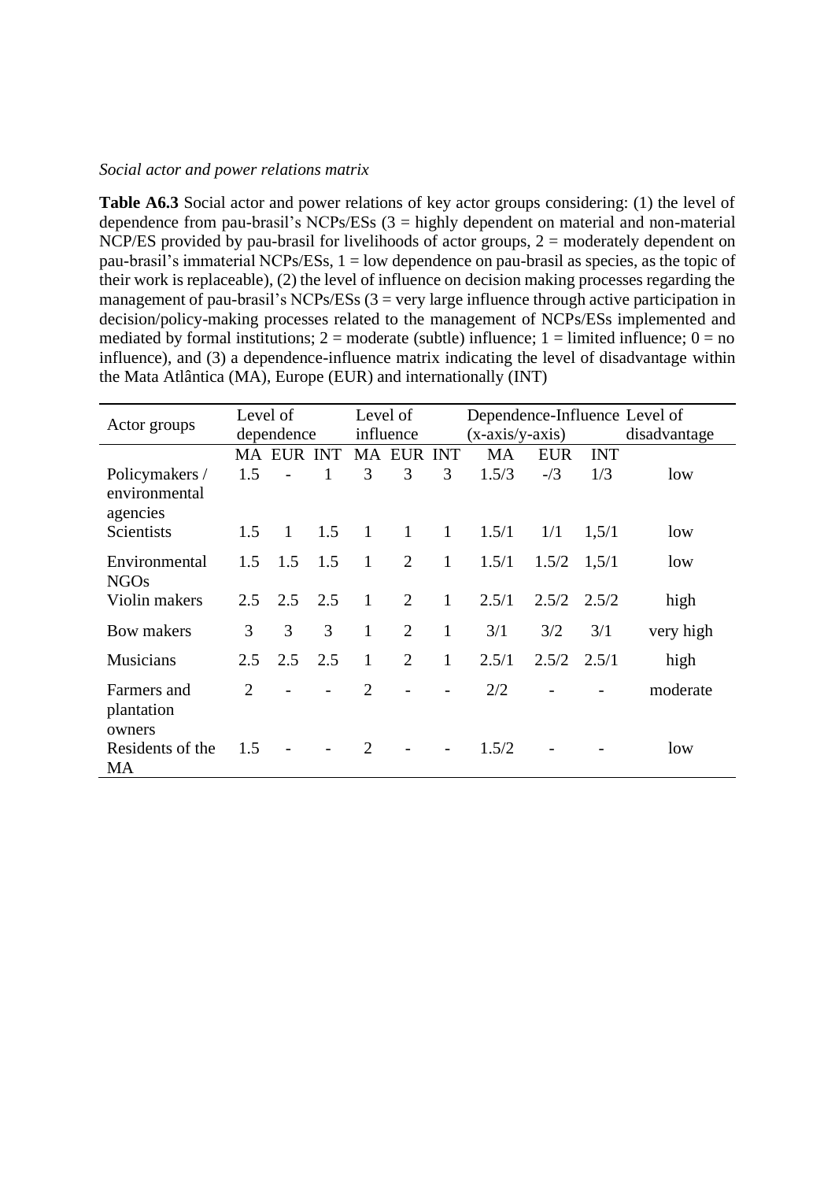*Social actor and power relations matrix*

**Table A6.3** Social actor and power relations of key actor groups considering: (1) the level of dependence from pau-brasil's NCPs/ESs (3 = highly dependent on material and non-material NCP/ES provided by pau-brasil for livelihoods of actor groups, 2 = moderately dependent on pau-brasil's immaterial NCPs/ESs, 1 = low dependence on pau-brasil as species, as the topic of their work is replaceable), (2) the level of influence on decision making processes regarding the management of pau-brasil's NCPs/ESs (3 = very large influence through active participation in decision/policy-making processes related to the management of NCPs/ESs implemented and mediated by formal institutions; 2 = moderate (subtle) influence; 1 = limited influence; 0 = no influence), and (3) a dependence-influence matrix indicating the level of disadvantage within the Mata Atlântica (MA), Europe (EUR) and internationally (INT)

| Actor groups | Level of dependence | | | Level of influence | | | Dependence-Influence (x-axis/y-axis) | | | Level of disadvantage |
|---|---|---|---|---|---|---|---|---|---|---|
| | MA | EUR | INT | MA | EUR | INT | MA | EUR | INT | |
| Policymakers / environmental agencies | 1.5 | - | 1 | 3 | 3 | 3 | 1.5/3 | -/3 | 1/3 | low |
| Scientists | 1.5 | 1 | 1.5 | 1 | 1 | 1 | 1.5/1 | 1/1 | 1,5/1 | low |
| Environmental NGOs | 1.5 | 1.5 | 1.5 | 1 | 2 | 1 | 1.5/1 | 1.5/2 | 1,5/1 | low |
| Violin makers | 2.5 | 2.5 | 2.5 | 1 | 2 | 1 | 2.5/1 | 2.5/2 | 2.5/2 | high |
| Bow makers | 3 | 3 | 3 | 1 | 2 | 1 | 3/1 | 3/2 | 3/1 | very high |
| Musicians | 2.5 | 2.5 | 2.5 | 1 | 2 | 1 | 2.5/1 | 2.5/2 | 2.5/1 | high |
| Farmers and plantation owners | 2 | - | - | 2 | - | - | 2/2 | - | - | moderate |
| Residents of the MA | 1.5 | - | - | 2 | - | - | 1.5/2 | - | - | low |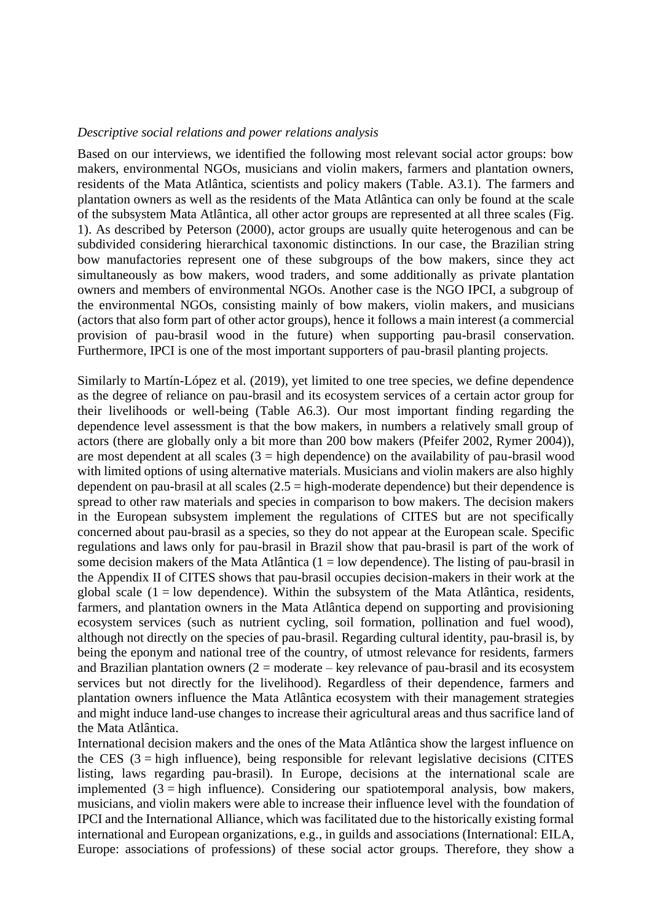*Descriptive social relations and power relations analysis*

Based on our interviews, we identified the following most relevant social actor groups: bow makers, environmental NGOs, musicians and violin makers, farmers and plantation owners, residents of the Mata Atlântica, scientists and policy makers (Table. A3.1). The farmers and plantation owners as well as the residents of the Mata Atlântica can only be found at the scale of the subsystem Mata Atlântica, all other actor groups are represented at all three scales (Fig. 1). As described by Peterson (2000), actor groups are usually quite heterogenous and can be subdivided considering hierarchical taxonomic distinctions. In our case, the Brazilian string bow manufactories represent one of these subgroups of the bow makers, since they act simultaneously as bow makers, wood traders, and some additionally as private plantation owners and members of environmental NGOs. Another case is the NGO IPCI, a subgroup of the environmental NGOs, consisting mainly of bow makers, violin makers, and musicians (actors that also form part of other actor groups), hence it follows a main interest (a commercial provision of pau-brasil wood in the future) when supporting pau-brasil conservation. Furthermore, IPCI is one of the most important supporters of pau-brasil planting projects.

Similarly to Martín-López et al. (2019), yet limited to one tree species, we define dependence as the degree of reliance on pau-brasil and its ecosystem services of a certain actor group for their livelihoods or well-being (Table A6.3). Our most important finding regarding the dependence level assessment is that the bow makers, in numbers a relatively small group of actors (there are globally only a bit more than 200 bow makers (Pfeifer 2002, Rymer 2004)), are most dependent at all scales (3 = high dependence) on the availability of pau-brasil wood with limited options of using alternative materials. Musicians and violin makers are also highly dependent on pau-brasil at all scales (2.5 = high-moderate dependence) but their dependence is spread to other raw materials and species in comparison to bow makers. The decision makers in the European subsystem implement the regulations of CITES but are not specifically concerned about pau-brasil as a species, so they do not appear at the European scale. Specific regulations and laws only for pau-brasil in Brazil show that pau-brasil is part of the work of some decision makers of the Mata Atlântica (1 = low dependence). The listing of pau-brasil in the Appendix II of CITES shows that pau-brasil occupies decision-makers in their work at the global scale (1 = low dependence). Within the subsystem of the Mata Atlântica, residents, farmers, and plantation owners in the Mata Atlântica depend on supporting and provisioning ecosystem services (such as nutrient cycling, soil formation, pollination and fuel wood), although not directly on the species of pau-brasil. Regarding cultural identity, pau-brasil is, by being the eponym and national tree of the country, of utmost relevance for residents, farmers and Brazilian plantation owners (2 = moderate – key relevance of pau-brasil and its ecosystem services but not directly for the livelihood). Regardless of their dependence, farmers and plantation owners influence the Mata Atlântica ecosystem with their management strategies and might induce land-use changes to increase their agricultural areas and thus sacrifice land of the Mata Atlântica.

International decision makers and the ones of the Mata Atlântica show the largest influence on the CES (3 = high influence), being responsible for relevant legislative decisions (CITES listing, laws regarding pau-brasil). In Europe, decisions at the international scale are implemented (3 = high influence). Considering our spatiotemporal analysis, bow makers, musicians, and violin makers were able to increase their influence level with the foundation of IPCI and the International Alliance, which was facilitated due to the historically existing formal international and European organizations, e.g., in guilds and associations (International: EILA, Europe: associations of professions) of these social actor groups. Therefore, they show a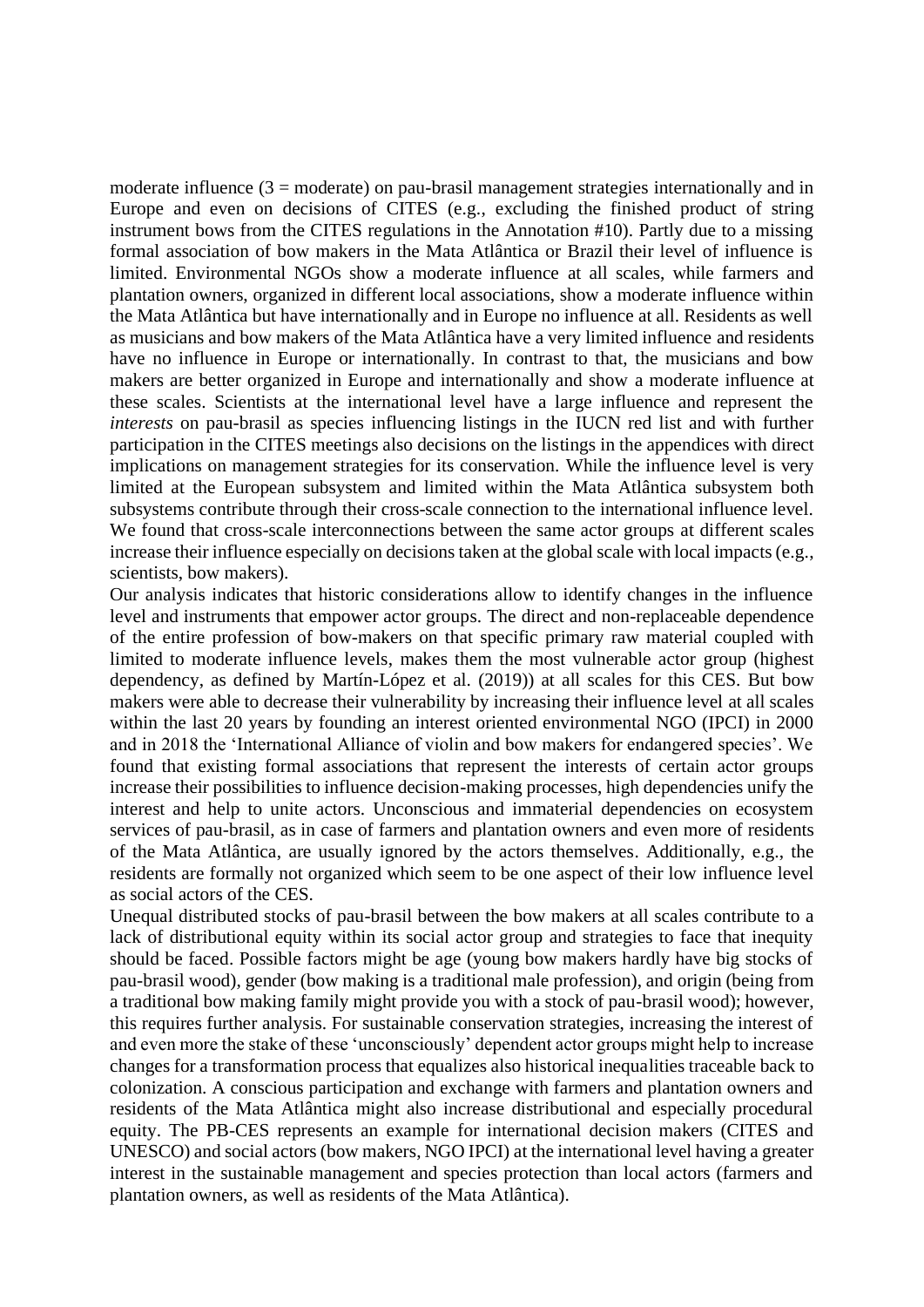moderate influence (3 = moderate) on pau-brasil management strategies internationally and in Europe and even on decisions of CITES (e.g., excluding the finished product of string instrument bows from the CITES regulations in the Annotation #10). Partly due to a missing formal association of bow makers in the Mata Atlântica or Brazil their level of influence is limited. Environmental NGOs show a moderate influence at all scales, while farmers and plantation owners, organized in different local associations, show a moderate influence within the Mata Atlântica but have internationally and in Europe no influence at all. Residents as well as musicians and bow makers of the Mata Atlântica have a very limited influence and residents have no influence in Europe or internationally. In contrast to that, the musicians and bow makers are better organized in Europe and internationally and show a moderate influence at these scales. Scientists at the international level have a large influence and represent the *interests* on pau-brasil as species influencing listings in the IUCN red list and with further participation in the CITES meetings also decisions on the listings in the appendices with direct implications on management strategies for its conservation. While the influence level is very limited at the European subsystem and limited within the Mata Atlântica subsystem both subsystems contribute through their cross-scale connection to the international influence level. We found that cross-scale interconnections between the same actor groups at different scales increase their influence especially on decisions taken at the global scale with local impacts (e.g., scientists, bow makers).

Our analysis indicates that historic considerations allow to identify changes in the influence level and instruments that empower actor groups. The direct and non-replaceable dependence of the entire profession of bow-makers on that specific primary raw material coupled with limited to moderate influence levels, makes them the most vulnerable actor group (highest dependency, as defined by Martín-López et al. (2019)) at all scales for this CES. But bow makers were able to decrease their vulnerability by increasing their influence level at all scales within the last 20 years by founding an interest oriented environmental NGO (IPCI) in 2000 and in 2018 the 'International Alliance of violin and bow makers for endangered species'. We found that existing formal associations that represent the interests of certain actor groups increase their possibilities to influence decision-making processes, high dependencies unify the interest and help to unite actors. Unconscious and immaterial dependencies on ecosystem services of pau-brasil, as in case of farmers and plantation owners and even more of residents of the Mata Atlântica, are usually ignored by the actors themselves. Additionally, e.g., the residents are formally not organized which seem to be one aspect of their low influence level as social actors of the CES.

Unequal distributed stocks of pau-brasil between the bow makers at all scales contribute to a lack of distributional equity within its social actor group and strategies to face that inequity should be faced. Possible factors might be age (young bow makers hardly have big stocks of pau-brasil wood), gender (bow making is a traditional male profession), and origin (being from a traditional bow making family might provide you with a stock of pau-brasil wood); however, this requires further analysis. For sustainable conservation strategies, increasing the interest of and even more the stake of these 'unconsciously' dependent actor groups might help to increase changes for a transformation process that equalizes also historical inequalities traceable back to colonization. A conscious participation and exchange with farmers and plantation owners and residents of the Mata Atlântica might also increase distributional and especially procedural equity. The PB-CES represents an example for international decision makers (CITES and UNESCO) and social actors (bow makers, NGO IPCI) at the international level having a greater interest in the sustainable management and species protection than local actors (farmers and plantation owners, as well as residents of the Mata Atlântica).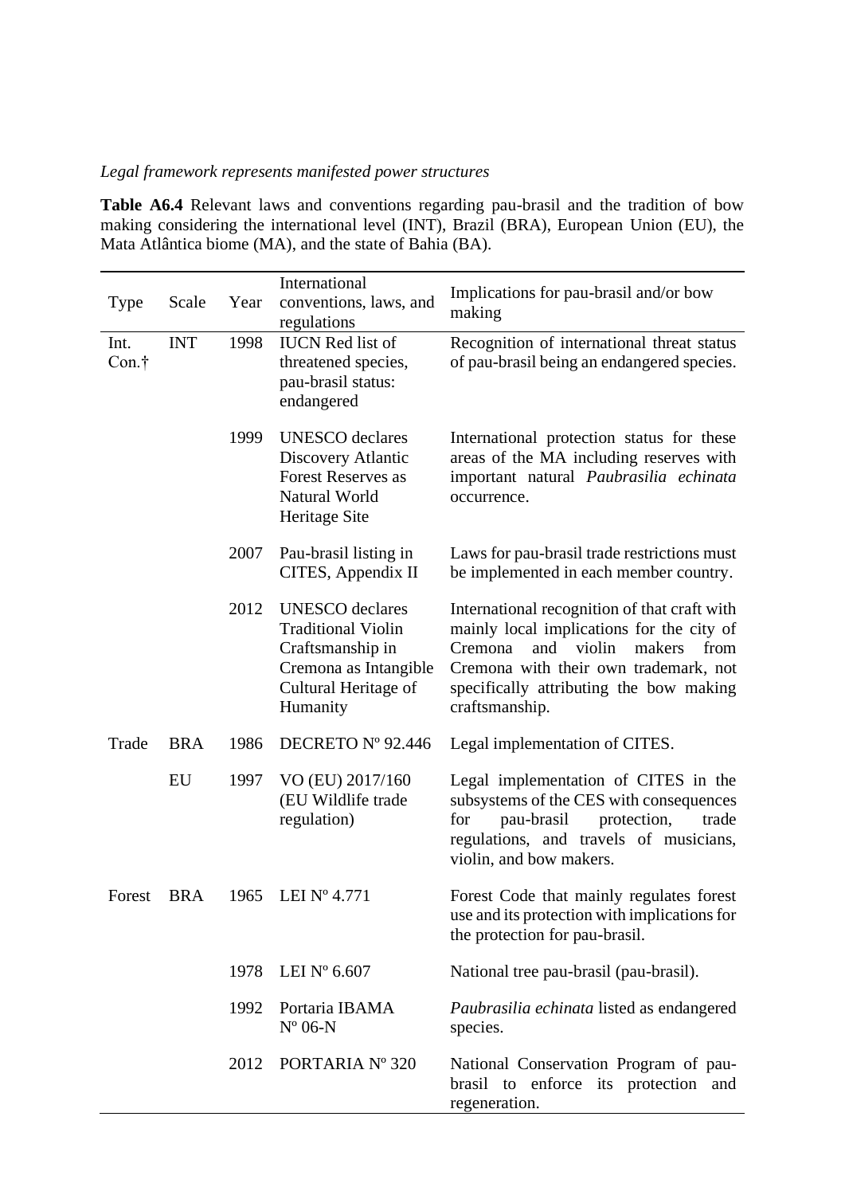*Legal framework represents manifested power structures*

**Table A6.4** Relevant laws and conventions regarding pau-brasil and the tradition of bow making considering the international level (INT), Brazil (BRA), European Union (EU), the Mata Atlântica biome (MA), and the state of Bahia (BA).

| Type | Scale | Year | International conventions, laws, and regulations | Implications for pau-brasil and/or bow making |
|---|---|---|---|---|
| Int. Con.† | INT | 1998 | IUCN Red list of threatened species, pau-brasil status: endangered | Recognition of international threat status of pau-brasil being an endangered species. |
| | | 1999 | UNESCO declares Discovery Atlantic Forest Reserves as Natural World Heritage Site | International protection status for these areas of the MA including reserves with important natural *Paubrasilia echinata* occurrence. |
| | | 2007 | Pau-brasil listing in CITES, Appendix II | Laws for pau-brasil trade restrictions must be implemented in each member country. |
| | | 2012 | UNESCO declares Traditional Violin Craftsmanship in Cremona as Intangible Cultural Heritage of Humanity | International recognition of that craft with mainly local implications for the city of Cremona and violin makers from Cremona with their own trademark, not specifically attributing the bow making craftsmanship. |
| Trade | BRA | 1986 | DECRETO Nº 92.446 | Legal implementation of CITES. |
| | EU | 1997 | VO (EU) 2017/160 (EU Wildlife trade regulation) | Legal implementation of CITES in the subsystems of the CES with consequences for pau-brasil protection, trade regulations, and travels of musicians, violin, and bow makers. |
| Forest | BRA | 1965 | LEI Nº 4.771 | Forest Code that mainly regulates forest use and its protection with implications for the protection for pau-brasil. |
| | | 1978 | LEI Nº 6.607 | National tree pau-brasil (pau-brasil). |
| | | 1992 | Portaria IBAMA Nº 06-N | *Paubrasilia echinata* listed as endangered species. |
| | | 2012 | PORTARIA Nº 320 | National Conservation Program of pau-brasil to enforce its protection and regeneration. |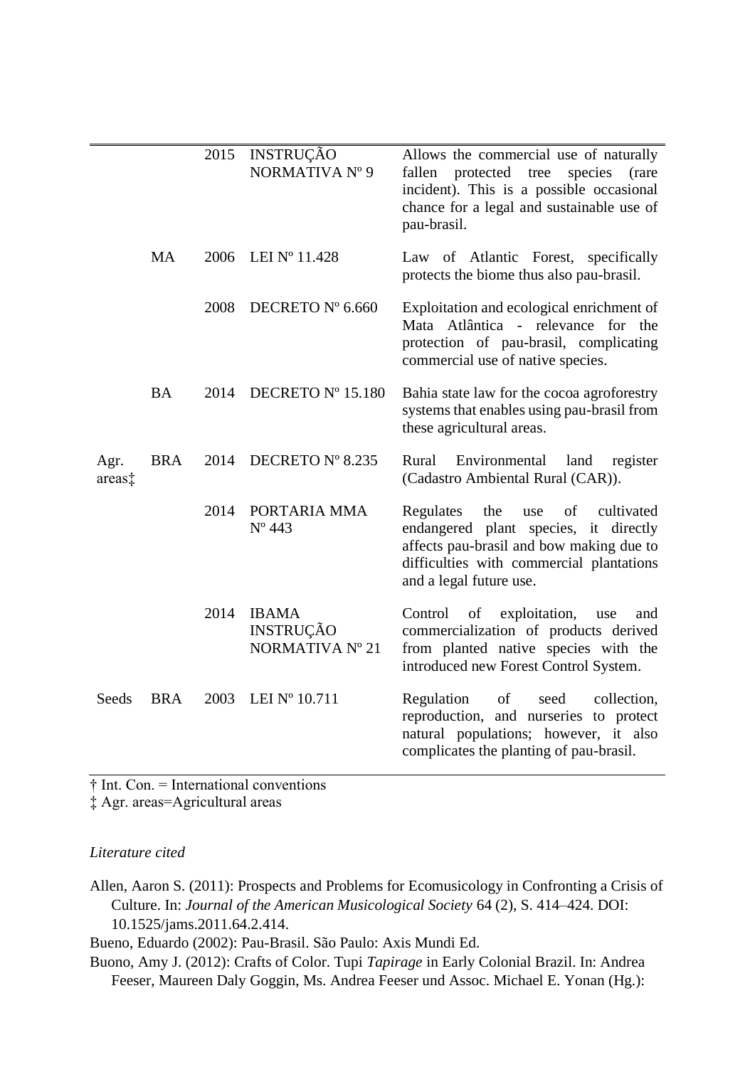| | | | | |
|---|---|---|---|---|
| | | 2015 | INSTRUÇÃO NORMATIVA Nº 9 | Allows the commercial use of naturally fallen protected tree species (rare incident). This is a possible occasional chance for a legal and sustainable use of pau-brasil. |
| | MA | 2006 | LEI Nº 11.428 | Law of Atlantic Forest, specifically protects the biome thus also pau-brasil. |
| | | 2008 | DECRETO Nº 6.660 | Exploitation and ecological enrichment of Mata Atlântica - relevance for the protection of pau-brasil, complicating commercial use of native species. |
| | BA | 2014 | DECRETO Nº 15.180 | Bahia state law for the cocoa agroforestry systems that enables using pau-brasil from these agricultural areas. |
| Agr. areas‡ | BRA | 2014 | DECRETO Nº 8.235 | Rural Environmental land register (Cadastro Ambiental Rural (CAR)). |
| | | 2014 | PORTARIA MMA Nº 443 | Regulates the use of cultivated endangered plant species, it directly affects pau-brasil and bow making due to difficulties with commercial plantations and a legal future use. |
| | | 2014 | IBAMA INSTRUÇÃO NORMATIVA Nº 21 | Control of exploitation, use and commercialization of products derived from planted native species with the introduced new Forest Control System. |
| Seeds | BRA | 2003 | LEI Nº 10.711 | Regulation of seed collection, reproduction, and nurseries to protect natural populations; however, it also complicates the planting of pau-brasil. |

† Int. Con. = International conventions
‡ Agr. areas=Agricultural areas

*Literature cited*

Allen, Aaron S. (2011): Prospects and Problems for Ecomusicology in Confronting a Crisis of Culture. In: *Journal of the American Musicological Society* 64 (2), S. 414–424. DOI: 10.1525/jams.2011.64.2.414.

Bueno, Eduardo (2002): Pau-Brasil. São Paulo: Axis Mundi Ed.

Buono, Amy J. (2012): Crafts of Color. Tupi *Tapirage* in Early Colonial Brazil. In: Andrea Feeser, Maureen Daly Goggin, Ms. Andrea Feeser und Assoc. Michael E. Yonan (Hg.):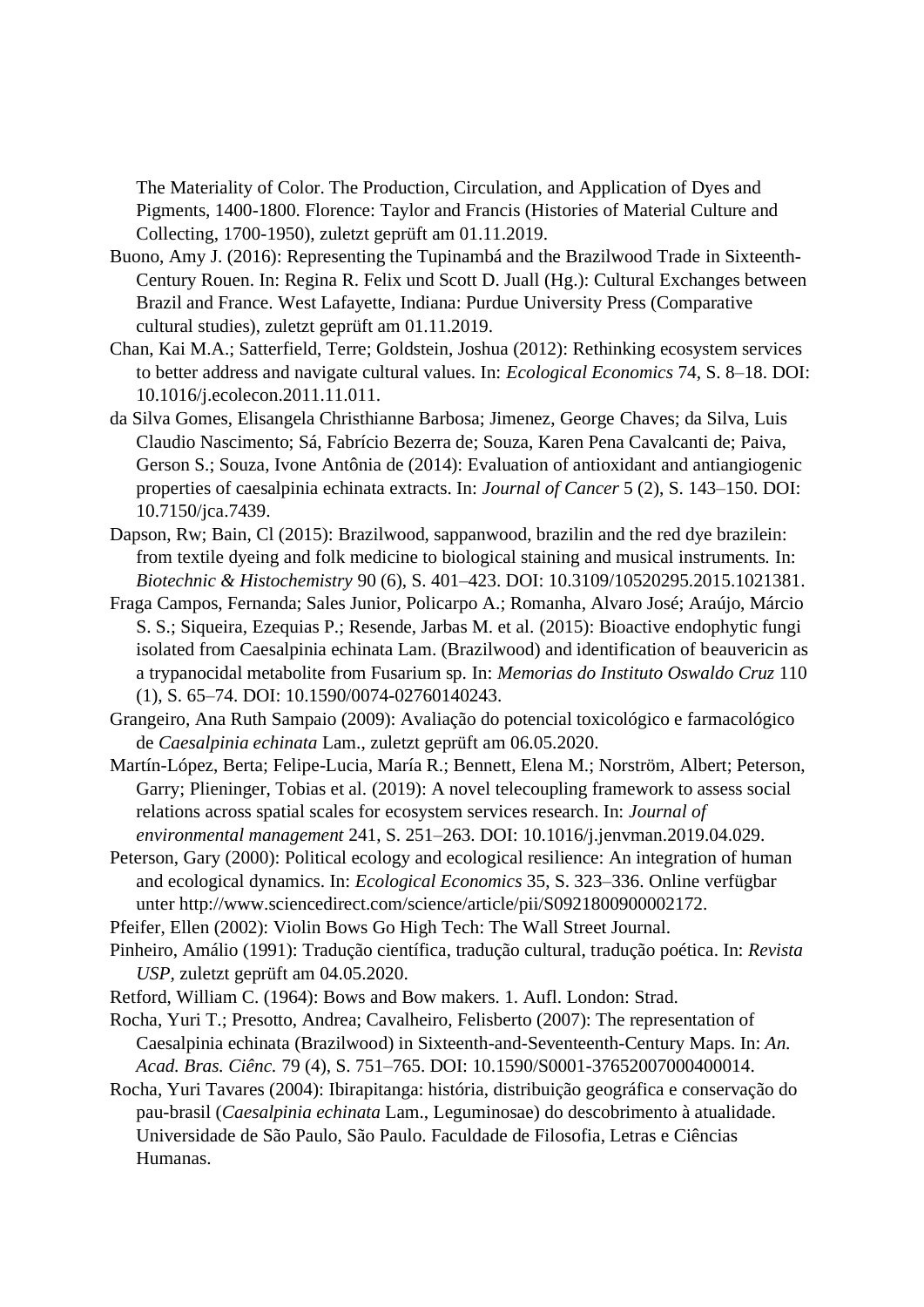The Materiality of Color. The Production, Circulation, and Application of Dyes and Pigments, 1400-1800. Florence: Taylor and Francis (Histories of Material Culture and Collecting, 1700-1950), zuletzt geprüft am 01.11.2019.

Buono, Amy J. (2016): Representing the Tupinambá and the Brazilwood Trade in Sixteenth-Century Rouen. In: Regina R. Felix und Scott D. Juall (Hg.): Cultural Exchanges between Brazil and France. West Lafayette, Indiana: Purdue University Press (Comparative cultural studies), zuletzt geprüft am 01.11.2019.

Chan, Kai M.A.; Satterfield, Terre; Goldstein, Joshua (2012): Rethinking ecosystem services to better address and navigate cultural values. In: *Ecological Economics* 74, S. 8–18. DOI: 10.1016/j.ecolecon.2011.11.011.

da Silva Gomes, Elisangela Christhianne Barbosa; Jimenez, George Chaves; da Silva, Luis Claudio Nascimento; Sá, Fabrício Bezerra de; Souza, Karen Pena Cavalcanti de; Paiva, Gerson S.; Souza, Ivone Antônia de (2014): Evaluation of antioxidant and antiangiogenic properties of caesalpinia echinata extracts. In: *Journal of Cancer* 5 (2), S. 143–150. DOI: 10.7150/jca.7439.

Dapson, Rw; Bain, Cl (2015): Brazilwood, sappanwood, brazilin and the red dye brazilein: from textile dyeing and folk medicine to biological staining and musical instruments. In: *Biotechnic & Histochemistry* 90 (6), S. 401–423. DOI: 10.3109/10520295.2015.1021381.

Fraga Campos, Fernanda; Sales Junior, Policarpo A.; Romanha, Alvaro José; Araújo, Márcio S. S.; Siqueira, Ezequias P.; Resende, Jarbas M. et al. (2015): Bioactive endophytic fungi isolated from Caesalpinia echinata Lam. (Brazilwood) and identification of beauvericin as a trypanocidal metabolite from Fusarium sp. In: *Memorias do Instituto Oswaldo Cruz* 110 (1), S. 65–74. DOI: 10.1590/0074-02760140243.

Grangeiro, Ana Ruth Sampaio (2009): Avaliação do potencial toxicológico e farmacológico de *Caesalpinia echinata* Lam., zuletzt geprüft am 06.05.2020.

Martín-López, Berta; Felipe-Lucia, María R.; Bennett, Elena M.; Norström, Albert; Peterson, Garry; Plieninger, Tobias et al. (2019): A novel telecoupling framework to assess social relations across spatial scales for ecosystem services research. In: *Journal of environmental management* 241, S. 251–263. DOI: 10.1016/j.jenvman.2019.04.029.

Peterson, Gary (2000): Political ecology and ecological resilience: An integration of human and ecological dynamics. In: *Ecological Economics* 35, S. 323–336. Online verfügbar unter http://www.sciencedirect.com/science/article/pii/S0921800900002172.

Pfeifer, Ellen (2002): Violin Bows Go High Tech: The Wall Street Journal.

Pinheiro, Amálio (1991): Tradução científica, tradução cultural, tradução poética. In: *Revista USP*, zuletzt geprüft am 04.05.2020.

Retford, William C. (1964): Bows and Bow makers. 1. Aufl. London: Strad.

Rocha, Yuri T.; Presotto, Andrea; Cavalheiro, Felisberto (2007): The representation of Caesalpinia echinata (Brazilwood) in Sixteenth-and-Seventeenth-Century Maps. In: *An. Acad. Bras. Ciênc.* 79 (4), S. 751–765. DOI: 10.1590/S0001-37652007000400014.

Rocha, Yuri Tavares (2004): Ibirapitanga: história, distribuição geográfica e conservação do pau-brasil (*Caesalpinia echinata* Lam., Leguminosae) do descobrimento à atualidade. Universidade de São Paulo, São Paulo. Faculdade de Filosofia, Letras e Ciências Humanas.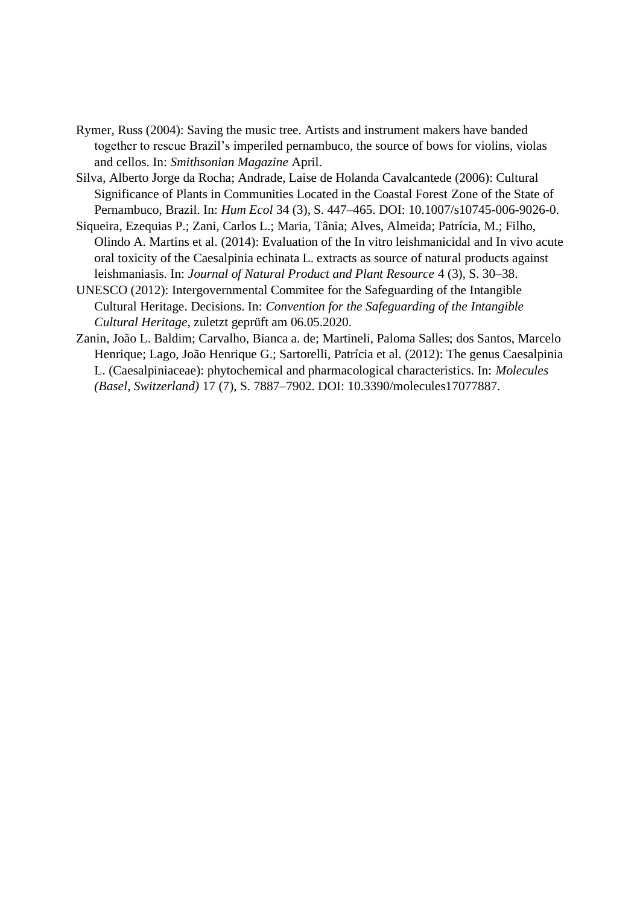Rymer, Russ (2004): Saving the music tree. Artists and instrument makers have banded together to rescue Brazil's imperiled pernambuco, the source of bows for violins, violas and cellos. In: *Smithsonian Magazine* April.

Silva, Alberto Jorge da Rocha; Andrade, Laise de Holanda Cavalcantede (2006): Cultural Significance of Plants in Communities Located in the Coastal Forest Zone of the State of Pernambuco, Brazil. In: *Hum Ecol* 34 (3), S. 447–465. DOI: 10.1007/s10745-006-9026-0.

Siqueira, Ezequias P.; Zani, Carlos L.; Maria, Tânia; Alves, Almeida; Patrícia, M.; Filho, Olindo A. Martins et al. (2014): Evaluation of the In vitro leishmanicidal and In vivo acute oral toxicity of the Caesalpinia echinata L. extracts as source of natural products against leishmaniasis. In: *Journal of Natural Product and Plant Resource* 4 (3), S. 30–38.

UNESCO (2012): Intergovernmental Commitee for the Safeguarding of the Intangible Cultural Heritage. Decisions. In: *Convention for the Safeguarding of the Intangible Cultural Heritage,* zuletzt geprüft am 06.05.2020.

Zanin, João L. Baldim; Carvalho, Bianca a. de; Martineli, Paloma Salles; dos Santos, Marcelo Henrique; Lago, João Henrique G.; Sartorelli, Patrícia et al. (2012): The genus Caesalpinia L. (Caesalpiniaceae): phytochemical and pharmacological characteristics. In: *Molecules (Basel, Switzerland)* 17 (7), S. 7887–7902. DOI: 10.3390/molecules17077887.